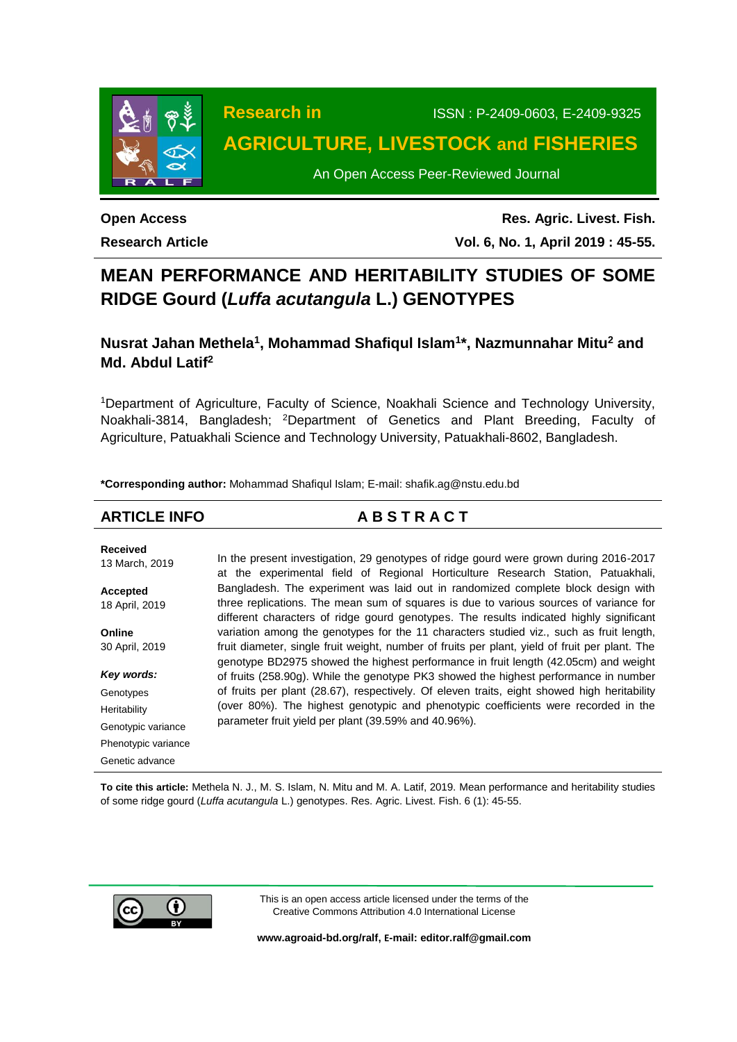**Research in**

**AGRICULTURE, LIVESTOCK and FISHERIES**

ISSN : P-2409-0603, E-2409-9325

An Open Access Peer-Reviewed Journal

**Open Access**

**Research Article**

**Res. Agric. Livest. Fish.**

**Vol. 6, No. 1, April 2019 : 45-55.**

# MEAN PERFORMANCE AND HERITABILITY STUDIES OF SOME RIDGE Gourd (*Luffa acutangula* L.) GENOTYPES

**Nusrat Jahan Methela[1], Mohammad Shafiqul Islam[1]\*, Nazmunnahar Mitu[2] and Md. Abdul Latif[2]**

[1]Department of Agriculture, Faculty of Science, Noakhali Science and Technology University, Noakhali-3814, Bangladesh; [2]Department of Genetics and Plant Breeding, Faculty of Agriculture, Patuakhali Science and Technology University, Patuakhali-8602, Bangladesh.

**\*Corresponding author:** Mohammad Shafiqul Islam; E-mail: shafik.ag@nstu.edu.bd

## ARTICLE INFO

**Received**
13 March, 2019

**Accepted**
18 April, 2019

**Online**
30 April, 2019

***Key words:***
Genotypes
Heritability
Genotypic variance
Phenotypic variance
Genetic advance

## ABSTRACT

In the present investigation, 29 genotypes of ridge gourd were grown during 2016-2017 at the experimental field of Regional Horticulture Research Station, Patuakhali, Bangladesh. The experiment was laid out in randomized complete block design with three replications. The mean sum of squares is due to various sources of variance for different characters of ridge gourd genotypes. The results indicated highly significant variation among the genotypes for the 11 characters studied viz., such as fruit length, fruit diameter, single fruit weight, number of fruits per plant, yield of fruit per plant. The genotype BD2975 showed the highest performance in fruit length (42.05cm) and weight of fruits (258.90g). While the genotype PK3 showed the highest performance in number of fruits per plant (28.67), respectively. Of eleven traits, eight showed high heritability (over 80%). The highest genotypic and phenotypic coefficients were recorded in the parameter fruit yield per plant (39.59% and 40.96%).

**To cite this article:** Methela N. J., M. S. Islam, N. Mitu and M. A. Latif, 2019. Mean performance and heritability studies of some ridge gourd (*Luffa acutangula* L.) genotypes. Res. Agric. Livest. Fish. 6 (1): 45-55.

This is an open access article licensed under the terms of the Creative Commons Attribution 4.0 International License

**www.agroaid-bd.org/ralf, E-mail: editor.ralf@gmail.com**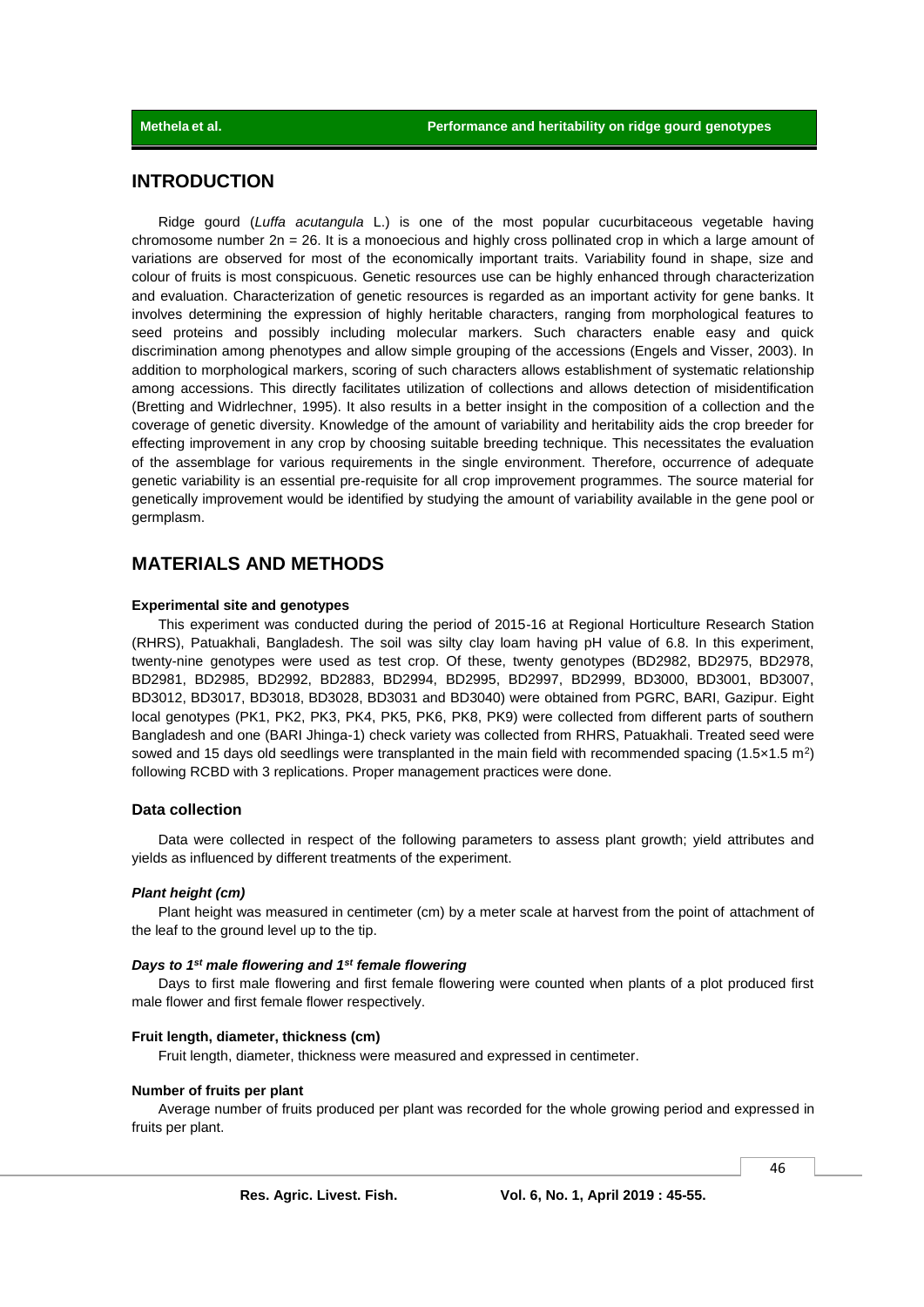## INTRODUCTION

Ridge gourd (*Luffa acutangula* L.) is one of the most popular cucurbitaceous vegetable having chromosome number 2n = 26. It is a monoecious and highly cross pollinated crop in which a large amount of variations are observed for most of the economically important traits. Variability found in shape, size and colour of fruits is most conspicuous. Genetic resources use can be highly enhanced through characterization and evaluation. Characterization of genetic resources is regarded as an important activity for gene banks. It involves determining the expression of highly heritable characters, ranging from morphological features to seed proteins and possibly including molecular markers. Such characters enable easy and quick discrimination among phenotypes and allow simple grouping of the accessions (Engels and Visser, 2003). In addition to morphological markers, scoring of such characters allows establishment of systematic relationship among accessions. This directly facilitates utilization of collections and allows detection of misidentification (Bretting and Widrlechner, 1995). It also results in a better insight in the composition of a collection and the coverage of genetic diversity. Knowledge of the amount of variability and heritability aids the crop breeder for effecting improvement in any crop by choosing suitable breeding technique. This necessitates the evaluation of the assemblage for various requirements in the single environment. Therefore, occurrence of adequate genetic variability is an essential pre-requisite for all crop improvement programmes. The source material for genetically improvement would be identified by studying the amount of variability available in the gene pool or germplasm.

## MATERIALS AND METHODS

### Experimental site and genotypes

This experiment was conducted during the period of 2015-16 at Regional Horticulture Research Station (RHRS), Patuakhali, Bangladesh. The soil was silty clay loam having pH value of 6.8. In this experiment, twenty-nine genotypes were used as test crop. Of these, twenty genotypes (BD2982, BD2975, BD2978, BD2981, BD2985, BD2992, BD2883, BD2994, BD2995, BD2997, BD2999, BD3000, BD3001, BD3007, BD3012, BD3017, BD3018, BD3028, BD3031 and BD3040) were obtained from PGRC, BARI, Gazipur. Eight local genotypes (PK1, PK2, PK3, PK4, PK5, PK6, PK8, PK9) were collected from different parts of southern Bangladesh and one (BARI Jhinga-1) check variety was collected from RHRS, Patuakhali. Treated seed were sowed and 15 days old seedlings were transplanted in the main field with recommended spacing ($1.5 \times 1.5$ $m^2$) following RCBD with 3 replications. Proper management practices were done.

### Data collection

Data were collected in respect of the following parameters to assess plant growth; yield attributes and yields as influenced by different treatments of the experiment.

#### *Plant height (cm)*

Plant height was measured in centimeter (cm) by a meter scale at harvest from the point of attachment of the leaf to the ground level up to the tip.

#### *Days to 1st male flowering and 1st female flowering*

Days to first male flowering and first female flowering were counted when plants of a plot produced first male flower and first female flower respectively.

#### Fruit length, diameter, thickness (cm)

Fruit length, diameter, thickness were measured and expressed in centimeter.

#### Number of fruits per plant

Average number of fruits produced per plant was recorded for the whole growing period and expressed in fruits per plant.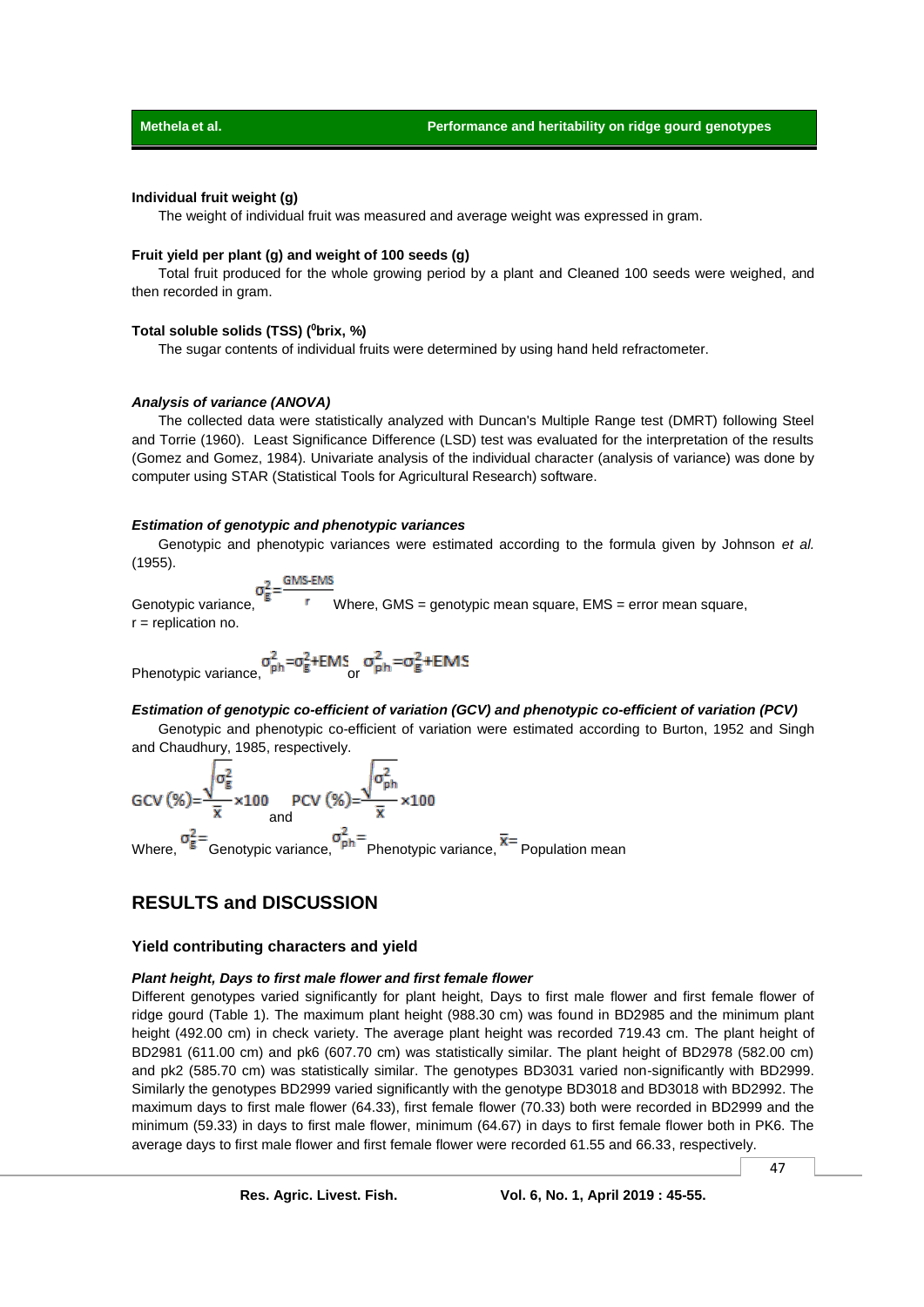**Individual fruit weight (g)**

The weight of individual fruit was measured and average weight was expressed in gram.

**Fruit yield per plant (g) and weight of 100 seeds (g)**

Total fruit produced for the whole growing period by a plant and Cleaned 100 seeds were weighed, and then recorded in gram.

**Total soluble solids (TSS) ($^0$brix, %)**

The sugar contents of individual fruits were determined by using hand held refractometer.

***Analysis of variance (ANOVA)***

The collected data were statistically analyzed with Duncan's Multiple Range test (DMRT) following Steel and Torrie (1960). Least Significance Difference (LSD) test was evaluated for the interpretation of the results (Gomez and Gomez, 1984). Univariate analysis of the individual character (analysis of variance) was done by computer using STAR (Statistical Tools for Agricultural Research) software.

***Estimation of genotypic and phenotypic variances***

Genotypic and phenotypic variances were estimated according to the formula given by Johnson *et al.* (1955).

Genotypic variance, $\sigma_g^2 = \frac{GMS-EMS}{r}$ Where, GMS = genotypic mean square, EMS = error mean square, r = replication no.

Phenotypic variance, $\sigma_{ph}^2 = \sigma_g^2 + EMS$ or $\sigma_{ph}^2 = \sigma_g^2 + EMS$

***Estimation of genotypic co-efficient of variation (GCV) and phenotypic co-efficient of variation (PCV)***

Genotypic and phenotypic co-efficient of variation were estimated according to Burton, 1952 and Singh and Chaudhury, 1985, respectively.

$$GCV\,(\%) = \frac{\sqrt{\sigma_g^2}}{\bar{x}} \times 100 \quad \text{and} \quad PCV\,(\%) = \frac{\sqrt{\sigma_{ph}^2}}{\bar{x}} \times 100$$

Where, $\sigma_g^2 =$ Genotypic variance, $\sigma_{ph}^2 =$ Phenotypic variance, $\bar{x} =$ Population mean

## RESULTS and DISCUSSION

### Yield contributing characters and yield

***Plant height, Days to first male flower and first female flower***

Different genotypes varied significantly for plant height, Days to first male flower and first female flower of ridge gourd (Table 1). The maximum plant height (988.30 cm) was found in BD2985 and the minimum plant height (492.00 cm) in check variety. The average plant height was recorded 719.43 cm. The plant height of BD2981 (611.00 cm) and pk6 (607.70 cm) was statistically similar. The plant height of BD2978 (582.00 cm) and pk2 (585.70 cm) was statistically similar. The genotypes BD3031 varied non-significantly with BD2999. Similarly the genotypes BD2999 varied significantly with the genotype BD3018 and BD3018 with BD2992. The maximum days to first male flower (64.33), first female flower (70.33) both were recorded in BD2999 and the minimum (59.33) in days to first male flower, minimum (64.67) in days to first female flower both in PK6. The average days to first male flower and first female flower were recorded 61.55 and 66.33, respectively.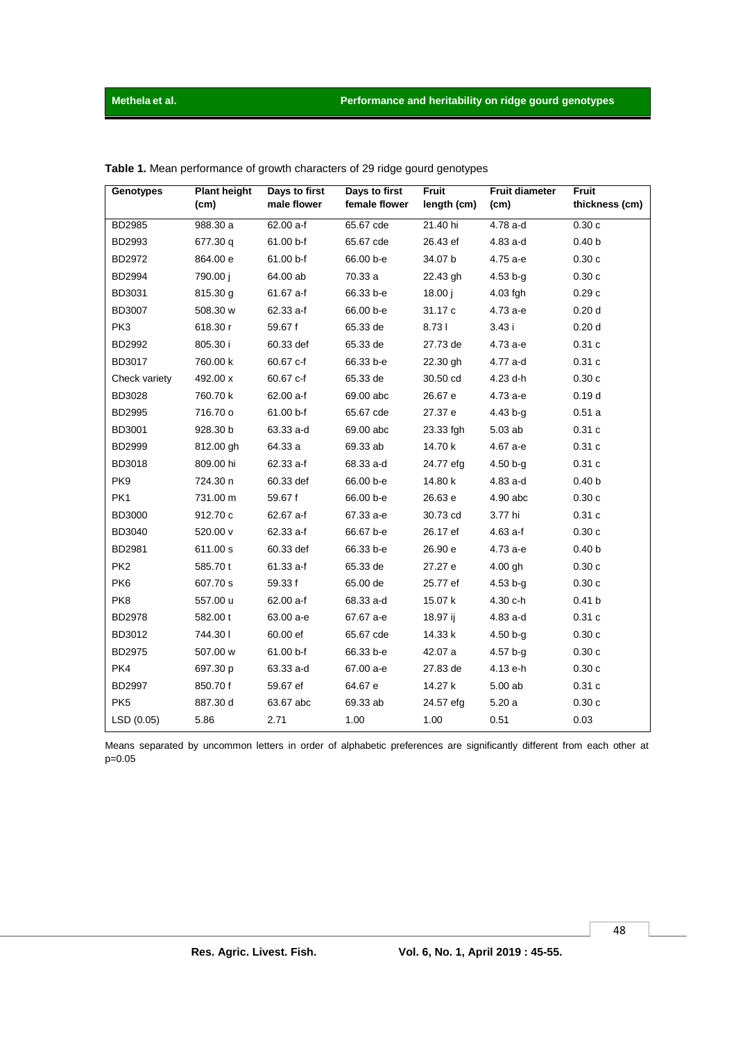**Table 1.** Mean performance of growth characters of 29 ridge gourd genotypes

| Genotypes | Plant height (cm) | Days to first male flower | Days to first female flower | Fruit length (cm) | Fruit diameter (cm) | Fruit thickness (cm) |
|---|---|---|---|---|---|---|
| BD2985 | 988.30 a | 62.00 a-f | 65.67 cde | 21.40 hi | 4.78 a-d | 0.30 c |
| BD2993 | 677.30 q | 61.00 b-f | 65.67 cde | 26.43 ef | 4.83 a-d | 0.40 b |
| BD2972 | 864.00 e | 61.00 b-f | 66.00 b-e | 34.07 b | 4.75 a-e | 0.30 c |
| BD2994 | 790.00 j | 64.00 ab | 70.33 a | 22.43 gh | 4.53 b-g | 0.30 c |
| BD3031 | 815.30 g | 61.67 a-f | 66.33 b-e | 18.00 j | 4.03 fgh | 0.29 c |
| BD3007 | 508.30 w | 62.33 a-f | 66.00 b-e | 31.17 c | 4.73 a-e | 0.20 d |
| PK3 | 618.30 r | 59.67 f | 65.33 de | 8.73 l | 3.43 i | 0.20 d |
| BD2992 | 805.30 i | 60.33 def | 65.33 de | 27.73 de | 4.73 a-e | 0.31 c |
| BD3017 | 760.00 k | 60.67 c-f | 66.33 b-e | 22.30 gh | 4.77 a-d | 0.31 c |
| Check variety | 492.00 x | 60.67 c-f | 65.33 de | 30.50 cd | 4.23 d-h | 0.30 c |
| BD3028 | 760.70 k | 62.00 a-f | 69.00 abc | 26.67 e | 4.73 a-e | 0.19 d |
| BD2995 | 716.70 o | 61.00 b-f | 65.67 cde | 27.37 e | 4.43 b-g | 0.51 a |
| BD3001 | 928.30 b | 63.33 a-d | 69.00 abc | 23.33 fgh | 5.03 ab | 0.31 c |
| BD2999 | 812.00 gh | 64.33 a | 69.33 ab | 14.70 k | 4.67 a-e | 0.31 c |
| BD3018 | 809.00 hi | 62.33 a-f | 68.33 a-d | 24.77 efg | 4.50 b-g | 0.31 c |
| PK9 | 724.30 n | 60.33 def | 66.00 b-e | 14.80 k | 4.83 a-d | 0.40 b |
| PK1 | 731.00 m | 59.67 f | 66.00 b-e | 26.63 e | 4.90 abc | 0.30 c |
| BD3000 | 912.70 c | 62.67 a-f | 67.33 a-e | 30.73 cd | 3.77 hi | 0.31 c |
| BD3040 | 520.00 v | 62.33 a-f | 66.67 b-e | 26.17 ef | 4.63 a-f | 0.30 c |
| BD2981 | 611.00 s | 60.33 def | 66.33 b-e | 26.90 e | 4.73 a-e | 0.40 b |
| PK2 | 585.70 t | 61.33 a-f | 65.33 de | 27.27 e | 4.00 gh | 0.30 c |
| PK6 | 607.70 s | 59.33 f | 65.00 de | 25.77 ef | 4.53 b-g | 0.30 c |
| PK8 | 557.00 u | 62.00 a-f | 68.33 a-d | 15.07 k | 4.30 c-h | 0.41 b |
| BD2978 | 582.00 t | 63.00 a-e | 67.67 a-e | 18.97 ij | 4.83 a-d | 0.31 c |
| BD3012 | 744.30 l | 60.00 ef | 65.67 cde | 14.33 k | 4.50 b-g | 0.30 c |
| BD2975 | 507.00 w | 61.00 b-f | 66.33 b-e | 42.07 a | 4.57 b-g | 0.30 c |
| PK4 | 697.30 p | 63.33 a-d | 67.00 a-e | 27.83 de | 4.13 e-h | 0.30 c |
| BD2997 | 850.70 f | 59.67 ef | 64.67 e | 14.27 k | 5.00 ab | 0.31 c |
| PK5 | 887.30 d | 63.67 abc | 69.33 ab | 24.57 efg | 5.20 a | 0.30 c |
| LSD (0.05) | 5.86 | 2.71 | 1.00 | 1.00 | 0.51 | 0.03 |

Means separated by uncommon letters in order of alphabetic preferences are significantly different from each other at p=0.05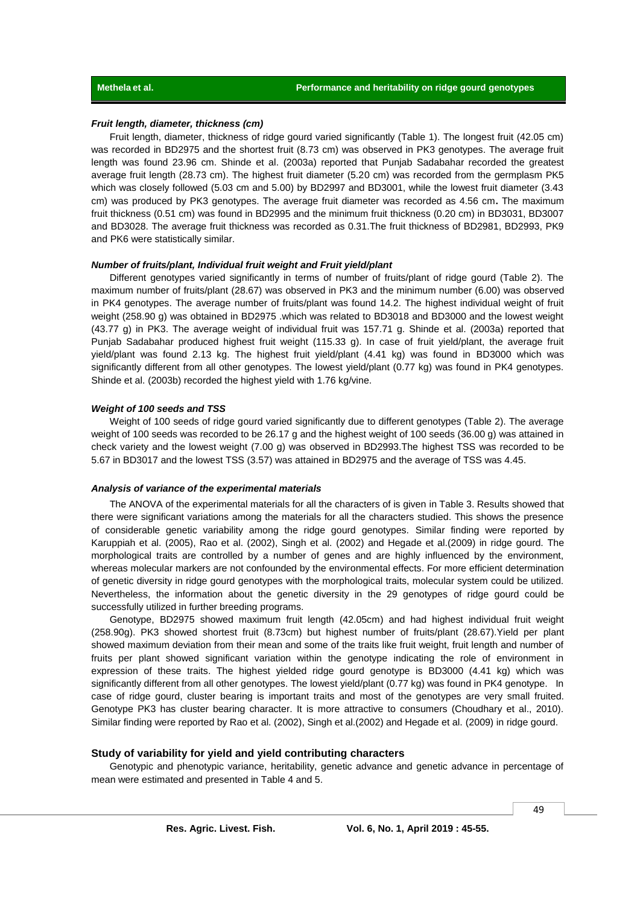### *Fruit length, diameter, thickness (cm)*

Fruit length, diameter, thickness of ridge gourd varied significantly (Table 1). The longest fruit (42.05 cm) was recorded in BD2975 and the shortest fruit (8.73 cm) was observed in PK3 genotypes. The average fruit length was found 23.96 cm. Shinde et al. (2003a) reported that Punjab Sadabahar recorded the greatest average fruit length (28.73 cm). The highest fruit diameter (5.20 cm) was recorded from the germplasm PK5 which was closely followed (5.03 cm and 5.00) by BD2997 and BD3001, while the lowest fruit diameter (3.43 cm) was produced by PK3 genotypes. The average fruit diameter was recorded as 4.56 cm**.** The maximum fruit thickness (0.51 cm) was found in BD2995 and the minimum fruit thickness (0.20 cm) in BD3031, BD3007 and BD3028. The average fruit thickness was recorded as 0.31.The fruit thickness of BD2981, BD2993, PK9 and PK6 were statistically similar.

### *Number of fruits/plant, Individual fruit weight and Fruit yield/plant*

Different genotypes varied significantly in terms of number of fruits/plant of ridge gourd (Table 2). The maximum number of fruits/plant (28.67) was observed in PK3 and the minimum number (6.00) was observed in PK4 genotypes. The average number of fruits/plant was found 14.2. The highest individual weight of fruit weight (258.90 g) was obtained in BD2975 .which was related to BD3018 and BD3000 and the lowest weight (43.77 g) in PK3. The average weight of individual fruit was 157.71 g. Shinde et al. (2003a) reported that Punjab Sadabahar produced highest fruit weight (115.33 g). In case of fruit yield/plant, the average fruit yield/plant was found 2.13 kg. The highest fruit yield/plant (4.41 kg) was found in BD3000 which was significantly different from all other genotypes. The lowest yield/plant (0.77 kg) was found in PK4 genotypes. Shinde et al. (2003b) recorded the highest yield with 1.76 kg/vine.

### *Weight of 100 seeds and TSS*

Weight of 100 seeds of ridge gourd varied significantly due to different genotypes (Table 2). The average weight of 100 seeds was recorded to be 26.17 g and the highest weight of 100 seeds (36.00 g) was attained in check variety and the lowest weight (7.00 g) was observed in BD2993.The highest TSS was recorded to be 5.67 in BD3017 and the lowest TSS (3.57) was attained in BD2975 and the average of TSS was 4.45.

### *Analysis of variance of the experimental materials*

The ANOVA of the experimental materials for all the characters of is given in Table 3. Results showed that there were significant variations among the materials for all the characters studied. This shows the presence of considerable genetic variability among the ridge gourd genotypes. Similar finding were reported by Karuppiah et al. (2005), Rao et al. (2002), Singh et al. (2002) and Hegade et al.(2009) in ridge gourd. The morphological traits are controlled by a number of genes and are highly influenced by the environment, whereas molecular markers are not confounded by the environmental effects. For more efficient determination of genetic diversity in ridge gourd genotypes with the morphological traits, molecular system could be utilized. Nevertheless, the information about the genetic diversity in the 29 genotypes of ridge gourd could be successfully utilized in further breeding programs.

Genotype, BD2975 showed maximum fruit length (42.05cm) and had highest individual fruit weight (258.90g). PK3 showed shortest fruit (8.73cm) but highest number of fruits/plant (28.67).Yield per plant showed maximum deviation from their mean and some of the traits like fruit weight, fruit length and number of fruits per plant showed significant variation within the genotype indicating the role of environment in expression of these traits. The highest yielded ridge gourd genotype is BD3000 (4.41 kg) which was significantly different from all other genotypes. The lowest yield/plant (0.77 kg) was found in PK4 genotype. In case of ridge gourd, cluster bearing is important traits and most of the genotypes are very small fruited. Genotype PK3 has cluster bearing character. It is more attractive to consumers (Choudhary et al., 2010). Similar finding were reported by Rao et al. (2002), Singh et al.(2002) and Hegade et al. (2009) in ridge gourd.

## Study of variability for yield and yield contributing characters

Genotypic and phenotypic variance, heritability, genetic advance and genetic advance in percentage of mean were estimated and presented in Table 4 and 5.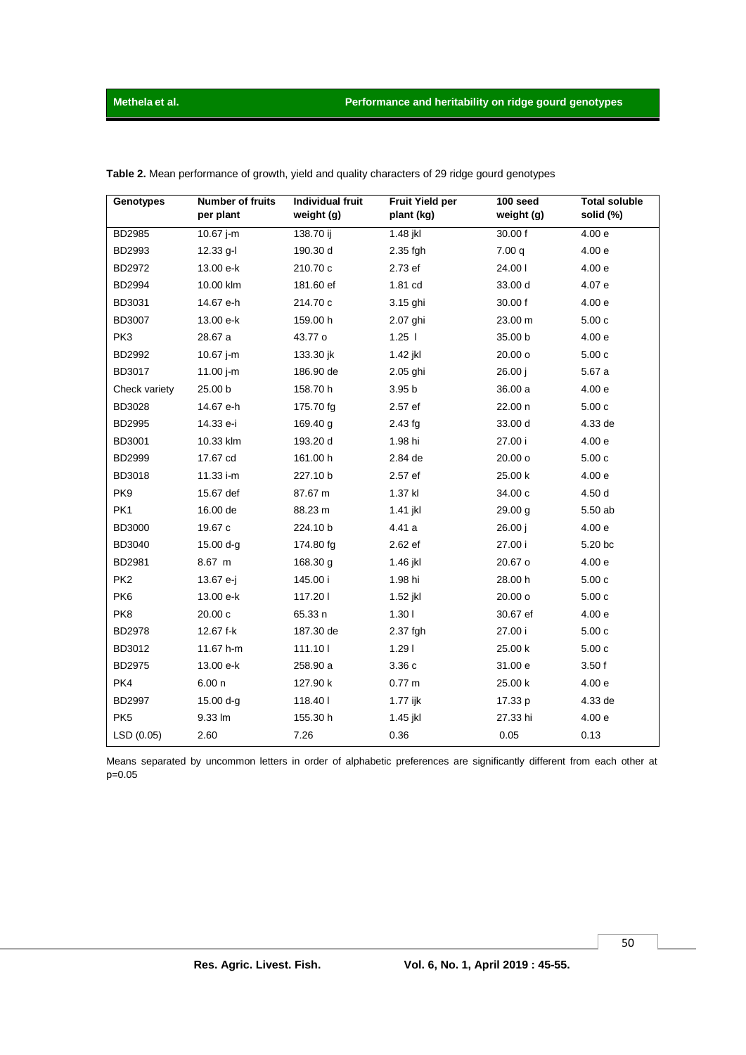**Table 2.** Mean performance of growth, yield and quality characters of 29 ridge gourd genotypes

| Genotypes | Number of fruits per plant | Individual fruit weight (g) | Fruit Yield per plant (kg) | 100 seed weight (g) | Total soluble solid (%) |
|---|---|---|---|---|---|
| BD2985 | 10.67 j-m | 138.70 ij | 1.48 jkl | 30.00 f | 4.00 e |
| BD2993 | 12.33 g-l | 190.30 d | 2.35 fgh | 7.00 q | 4.00 e |
| BD2972 | 13.00 e-k | 210.70 c | 2.73 ef | 24.00 l | 4.00 e |
| BD2994 | 10.00 klm | 181.60 ef | 1.81 cd | 33.00 d | 4.07 e |
| BD3031 | 14.67 e-h | 214.70 c | 3.15 ghi | 30.00 f | 4.00 e |
| BD3007 | 13.00 e-k | 159.00 h | 2.07 ghi | 23.00 m | 5.00 c |
| PK3 | 28.67 a | 43.77 o | 1.25 l | 35.00 b | 4.00 e |
| BD2992 | 10.67 j-m | 133.30 jk | 1.42 jkl | 20.00 o | 5.00 c |
| BD3017 | 11.00 j-m | 186.90 de | 2.05 ghi | 26.00 j | 5.67 a |
| Check variety | 25.00 b | 158.70 h | 3.95 b | 36.00 a | 4.00 e |
| BD3028 | 14.67 e-h | 175.70 fg | 2.57 ef | 22.00 n | 5.00 c |
| BD2995 | 14.33 e-i | 169.40 g | 2.43 fg | 33.00 d | 4.33 de |
| BD3001 | 10.33 klm | 193.20 d | 1.98 hi | 27.00 i | 4.00 e |
| BD2999 | 17.67 cd | 161.00 h | 2.84 de | 20.00 o | 5.00 c |
| BD3018 | 11.33 i-m | 227.10 b | 2.57 ef | 25.00 k | 4.00 e |
| PK9 | 15.67 def | 87.67 m | 1.37 kl | 34.00 c | 4.50 d |
| PK1 | 16.00 de | 88.23 m | 1.41 jkl | 29.00 g | 5.50 ab |
| BD3000 | 19.67 c | 224.10 b | 4.41 a | 26.00 j | 4.00 e |
| BD3040 | 15.00 d-g | 174.80 fg | 2.62 ef | 27.00 i | 5.20 bc |
| BD2981 | 8.67 m | 168.30 g | 1.46 jkl | 20.67 o | 4.00 e |
| PK2 | 13.67 e-j | 145.00 i | 1.98 hi | 28.00 h | 5.00 c |
| PK6 | 13.00 e-k | 117.20 l | 1.52 jkl | 20.00 o | 5.00 c |
| PK8 | 20.00 c | 65.33 n | 1.30 l | 30.67 ef | 4.00 e |
| BD2978 | 12.67 f-k | 187.30 de | 2.37 fgh | 27.00 i | 5.00 c |
| BD3012 | 11.67 h-m | 111.10 l | 1.29 l | 25.00 k | 5.00 c |
| BD2975 | 13.00 e-k | 258.90 a | 3.36 c | 31.00 e | 3.50 f |
| PK4 | 6.00 n | 127.90 k | 0.77 m | 25.00 k | 4.00 e |
| BD2997 | 15.00 d-g | 118.40 l | 1.77 ijk | 17.33 p | 4.33 de |
| PK5 | 9.33 lm | 155.30 h | 1.45 jkl | 27.33 hi | 4.00 e |
| LSD (0.05) | 2.60 | 7.26 | 0.36 | 0.05 | 0.13 |

Means separated by uncommon letters in order of alphabetic preferences are significantly different from each other at p=0.05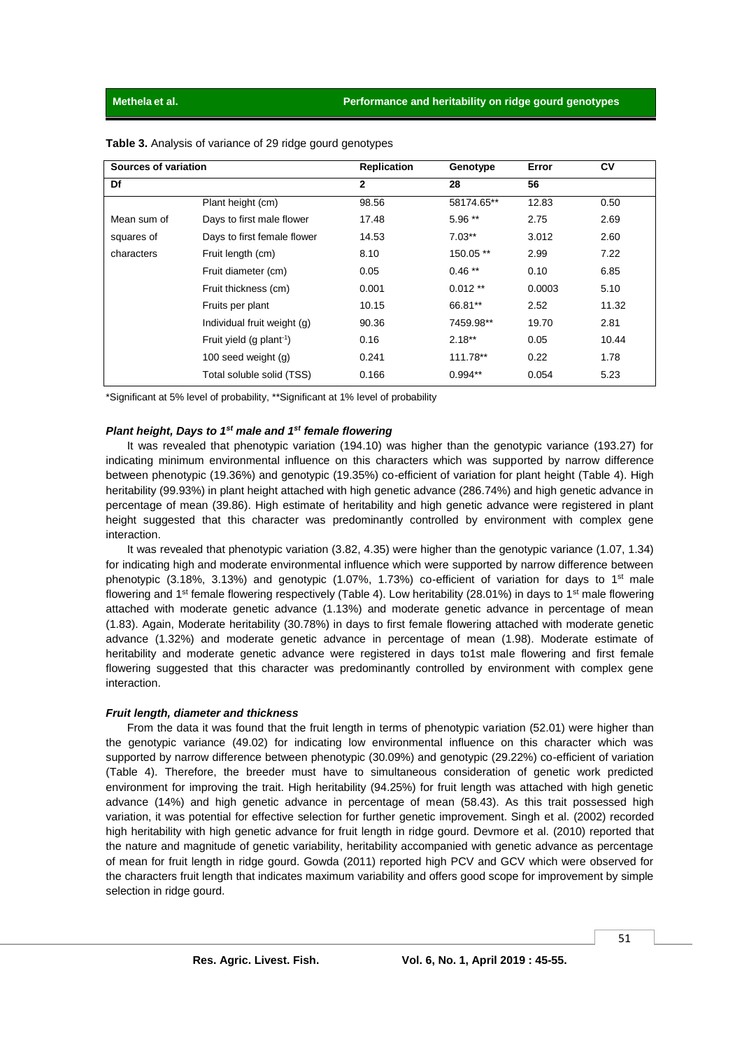**Table 3.** Analysis of variance of 29 ridge gourd genotypes

| Sources of variation | | Replication | Genotype | Error | CV |
|---|---|---|---|---|---|
| Df | | 2 | 28 | 56 | |
| Mean sum of squares of characters | Plant height (cm) | 98.56 | 58174.65** | 12.83 | 0.50 |
| | Days to first male flower | 17.48 | 5.96 ** | 2.75 | 2.69 |
| | Days to first female flower | 14.53 | 7.03** | 3.012 | 2.60 |
| | Fruit length (cm) | 8.10 | 150.05 ** | 2.99 | 7.22 |
| | Fruit diameter (cm) | 0.05 | 0.46 ** | 0.10 | 6.85 |
| | Fruit thickness (cm) | 0.001 | 0.012 ** | 0.0003 | 5.10 |
| | Fruits per plant | 10.15 | 66.81** | 2.52 | 11.32 |
| | Individual fruit weight (g) | 90.36 | 7459.98** | 19.70 | 2.81 |
| | Fruit yield (g plant$^{-1}$) | 0.16 | 2.18** | 0.05 | 10.44 |
| | 100 seed weight (g) | 0.241 | 111.78** | 0.22 | 1.78 |
| | Total soluble solid (TSS) | 0.166 | 0.994** | 0.054 | 5.23 |

*Significant at 5% level of probability, **Significant at 1% level of probability

### *Plant height, Days to 1st male and 1st female flowering*

It was revealed that phenotypic variation (194.10) was higher than the genotypic variance (193.27) for indicating minimum environmental influence on this characters which was supported by narrow difference between phenotypic (19.36%) and genotypic (19.35%) co-efficient of variation for plant height (Table 4). High heritability (99.93%) in plant height attached with high genetic advance (286.74%) and high genetic advance in percentage of mean (39.86). High estimate of heritability and high genetic advance were registered in plant height suggested that this character was predominantly controlled by environment with complex gene interaction.

It was revealed that phenotypic variation (3.82, 4.35) were higher than the genotypic variance (1.07, 1.34) for indicating high and moderate environmental influence which were supported by narrow difference between phenotypic (3.18%, 3.13%) and genotypic (1.07%, 1.73%) co-efficient of variation for days to 1st male flowering and 1st female flowering respectively (Table 4). Low heritability (28.01%) in days to 1st male flowering attached with moderate genetic advance (1.13%) and moderate genetic advance in percentage of mean (1.83). Again, Moderate heritability (30.78%) in days to first female flowering attached with moderate genetic advance (1.32%) and moderate genetic advance in percentage of mean (1.98). Moderate estimate of heritability and moderate genetic advance were registered in days to1st male flowering and first female flowering suggested that this character was predominantly controlled by environment with complex gene interaction.

### *Fruit length, diameter and thickness*

From the data it was found that the fruit length in terms of phenotypic variation (52.01) were higher than the genotypic variance (49.02) for indicating low environmental influence on this character which was supported by narrow difference between phenotypic (30.09%) and genotypic (29.22%) co-efficient of variation (Table 4). Therefore, the breeder must have to simultaneous consideration of genetic work predicted environment for improving the trait. High heritability (94.25%) for fruit length was attached with high genetic advance (14%) and high genetic advance in percentage of mean (58.43). As this trait possessed high variation, it was potential for effective selection for further genetic improvement. Singh et al. (2002) recorded high heritability with high genetic advance for fruit length in ridge gourd. Devmore et al. (2010) reported that the nature and magnitude of genetic variability, heritability accompanied with genetic advance as percentage of mean for fruit length in ridge gourd. Gowda (2011) reported high PCV and GCV which were observed for the characters fruit length that indicates maximum variability and offers good scope for improvement by simple selection in ridge gourd.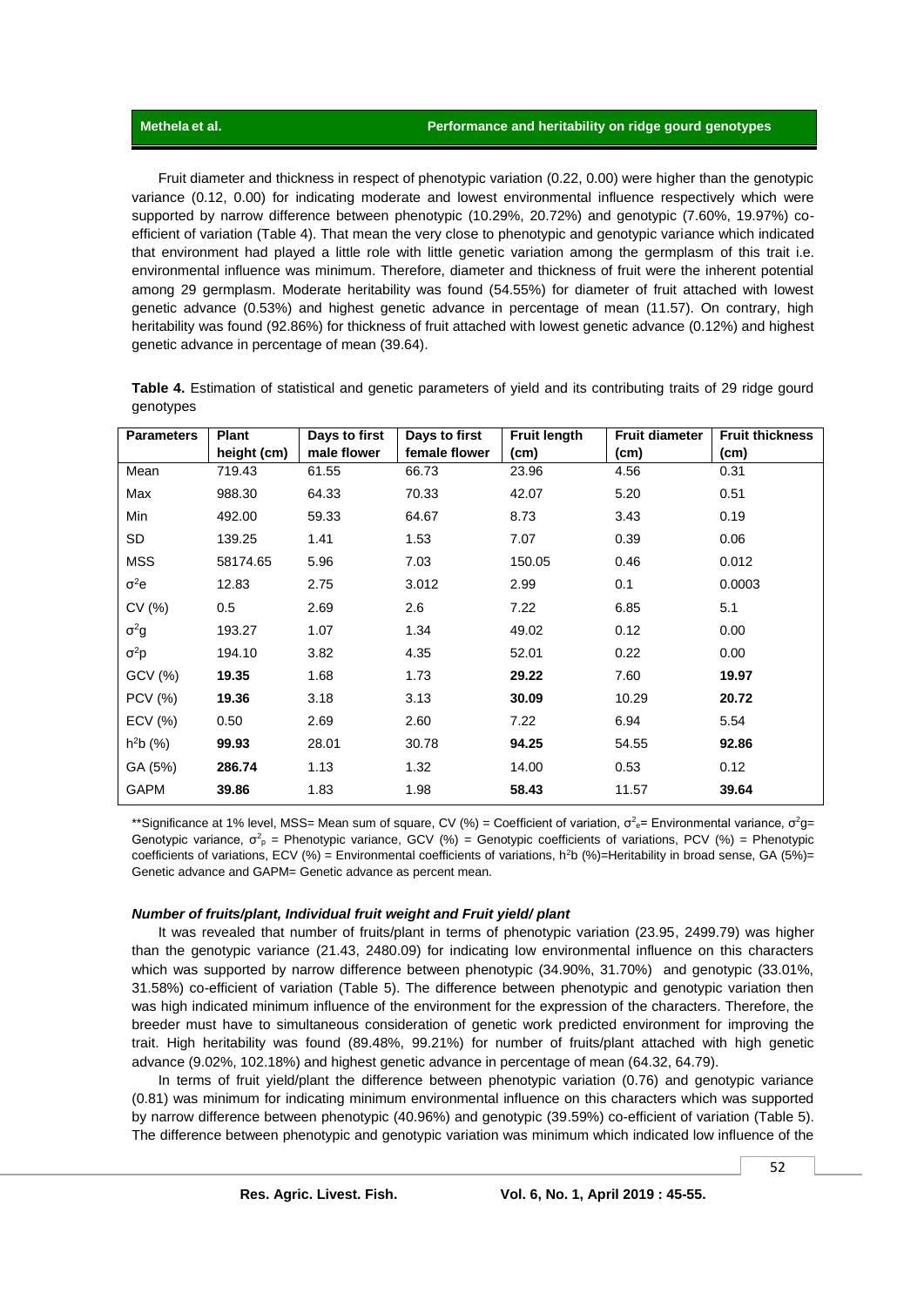Fruit diameter and thickness in respect of phenotypic variation (0.22, 0.00) were higher than the genotypic variance (0.12, 0.00) for indicating moderate and lowest environmental influence respectively which were supported by narrow difference between phenotypic (10.29%, 20.72%) and genotypic (7.60%, 19.97%) co-efficient of variation (Table 4). That mean the very close to phenotypic and genotypic variance which indicated that environment had played a little role with little genetic variation among the germplasm of this trait i.e. environmental influence was minimum. Therefore, diameter and thickness of fruit were the inherent potential among 29 germplasm. Moderate heritability was found (54.55%) for diameter of fruit attached with lowest genetic advance (0.53%) and highest genetic advance in percentage of mean (11.57). On contrary, high heritability was found (92.86%) for thickness of fruit attached with lowest genetic advance (0.12%) and highest genetic advance in percentage of mean (39.64).

**Table 4.** Estimation of statistical and genetic parameters of yield and its contributing traits of 29 ridge gourd genotypes

| Parameters | Plant height (cm) | Days to first male flower | Days to first female flower | Fruit length (cm) | Fruit diameter (cm) | Fruit thickness (cm) |
|---|---|---|---|---|---|---|
| Mean | 719.43 | 61.55 | 66.73 | 23.96 | 4.56 | 0.31 |
| Max | 988.30 | 64.33 | 70.33 | 42.07 | 5.20 | 0.51 |
| Min | 492.00 | 59.33 | 64.67 | 8.73 | 3.43 | 0.19 |
| SD | 139.25 | 1.41 | 1.53 | 7.07 | 0.39 | 0.06 |
| MSS | 58174.65 | 5.96 | 7.03 | 150.05 | 0.46 | 0.012 |
| $\sigma^2 e$ | 12.83 | 2.75 | 3.012 | 2.99 | 0.1 | 0.0003 |
| CV (%) | 0.5 | 2.69 | 2.6 | 7.22 | 6.85 | 5.1 |
| $\sigma^2 g$ | 193.27 | 1.07 | 1.34 | 49.02 | 0.12 | 0.00 |
| $\sigma^2 p$ | 194.10 | 3.82 | 4.35 | 52.01 | 0.22 | 0.00 |
| GCV (%) | **19.35** | 1.68 | 1.73 | **29.22** | 7.60 | **19.97** |
| PCV (%) | **19.36** | 3.18 | 3.13 | **30.09** | 10.29 | **20.72** |
| ECV (%) | 0.50 | 2.69 | 2.60 | 7.22 | 6.94 | 5.54 |
| $h^2 b$ (%) | **99.93** | 28.01 | 30.78 | **94.25** | 54.55 | **92.86** |
| GA (5%) | **286.74** | 1.13 | 1.32 | 14.00 | 0.53 | 0.12 |
| GAPM | **39.86** | 1.83 | 1.98 | **58.43** | 11.57 | **39.64** |

**Significance at 1% level, MSS= Mean sum of square, CV (%) = Coefficient of variation, $\sigma^2_e$= Environmental variance, $\sigma^2 g$= Genotypic variance, $\sigma^2_p$ = Phenotypic variance, GCV (%) = Genotypic coefficients of variations, PCV (%) = Phenotypic coefficients of variations, ECV (%) = Environmental coefficients of variations, $h^2 b$ (%)=Heritability in broad sense, GA (5%)= Genetic advance and GAPM= Genetic advance as percent mean.

#### *Number of fruits/plant, Individual fruit weight and Fruit yield/ plant*

It was revealed that number of fruits/plant in terms of phenotypic variation (23.95, 2499.79) was higher than the genotypic variance (21.43, 2480.09) for indicating low environmental influence on this characters which was supported by narrow difference between phenotypic (34.90%, 31.70%) and genotypic (33.01%, 31.58%) co-efficient of variation (Table 5). The difference between phenotypic and genotypic variation then was high indicated minimum influence of the environment for the expression of the characters. Therefore, the breeder must have to simultaneous consideration of genetic work predicted environment for improving the trait. High heritability was found (89.48%, 99.21%) for number of fruits/plant attached with high genetic advance (9.02%, 102.18%) and highest genetic advance in percentage of mean (64.32, 64.79).

In terms of fruit yield/plant the difference between phenotypic variation (0.76) and genotypic variance (0.81) was minimum for indicating minimum environmental influence on this characters which was supported by narrow difference between phenotypic (40.96%) and genotypic (39.59%) co-efficient of variation (Table 5). The difference between phenotypic and genotypic variation was minimum which indicated low influence of the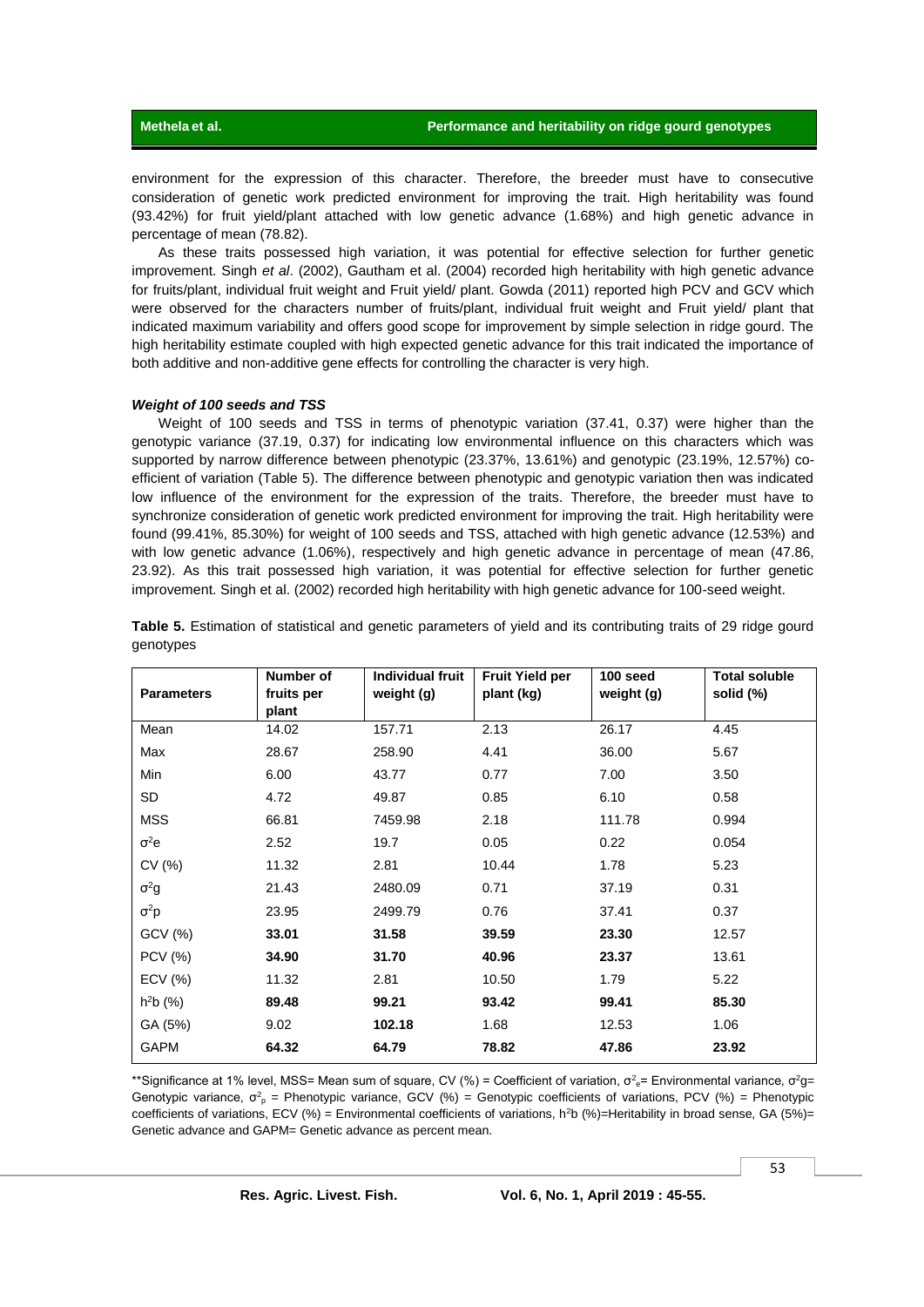environment for the expression of this character. Therefore, the breeder must have to consecutive consideration of genetic work predicted environment for improving the trait. High heritability was found (93.42%) for fruit yield/plant attached with low genetic advance (1.68%) and high genetic advance in percentage of mean (78.82).

As these traits possessed high variation, it was potential for effective selection for further genetic improvement. Singh *et al*. (2002), Gautham et al. (2004) recorded high heritability with high genetic advance for fruits/plant, individual fruit weight and Fruit yield/ plant. Gowda (2011) reported high PCV and GCV which were observed for the characters number of fruits/plant, individual fruit weight and Fruit yield/ plant that indicated maximum variability and offers good scope for improvement by simple selection in ridge gourd. The high heritability estimate coupled with high expected genetic advance for this trait indicated the importance of both additive and non-additive gene effects for controlling the character is very high.

### *Weight of 100 seeds and TSS*

Weight of 100 seeds and TSS in terms of phenotypic variation (37.41, 0.37) were higher than the genotypic variance (37.19, 0.37) for indicating low environmental influence on this characters which was supported by narrow difference between phenotypic (23.37%, 13.61%) and genotypic (23.19%, 12.57%) co-efficient of variation (Table 5). The difference between phenotypic and genotypic variation then was indicated low influence of the environment for the expression of the traits. Therefore, the breeder must have to synchronize consideration of genetic work predicted environment for improving the trait. High heritability were found (99.41%, 85.30%) for weight of 100 seeds and TSS, attached with high genetic advance (12.53%) and with low genetic advance (1.06%), respectively and high genetic advance in percentage of mean (47.86, 23.92). As this trait possessed high variation, it was potential for effective selection for further genetic improvement. Singh et al. (2002) recorded high heritability with high genetic advance for 100-seed weight.

**Table 5.** Estimation of statistical and genetic parameters of yield and its contributing traits of 29 ridge gourd genotypes

| Parameters | Number of fruits per plant | Individual fruit weight (g) | Fruit Yield per plant (kg) | 100 seed weight (g) | Total soluble solid (%) |
|---|---|---|---|---|---|
| Mean | 14.02 | 157.71 | 2.13 | 26.17 | 4.45 |
| Max | 28.67 | 258.90 | 4.41 | 36.00 | 5.67 |
| Min | 6.00 | 43.77 | 0.77 | 7.00 | 3.50 |
| SD | 4.72 | 49.87 | 0.85 | 6.10 | 0.58 |
| MSS | 66.81 | 7459.98 | 2.18 | 111.78 | 0.994 |
| $\sigma^2e$ | 2.52 | 19.7 | 0.05 | 0.22 | 0.054 |
| CV (%) | 11.32 | 2.81 | 10.44 | 1.78 | 5.23 |
| $\sigma^2g$ | 21.43 | 2480.09 | 0.71 | 37.19 | 0.31 |
| $\sigma^2p$ | 23.95 | 2499.79 | 0.76 | 37.41 | 0.37 |
| GCV (%) | **33.01** | **31.58** | **39.59** | **23.30** | 12.57 |
| PCV (%) | **34.90** | **31.70** | **40.96** | **23.37** | 13.61 |
| ECV (%) | 11.32 | 2.81 | 10.50 | 1.79 | 5.22 |
| $h^2b$ (%) | **89.48** | **99.21** | **93.42** | **99.41** | **85.30** |
| GA (5%) | 9.02 | **102.18** | 1.68 | 12.53 | 1.06 |
| GAPM | **64.32** | **64.79** | **78.82** | **47.86** | **23.92** |

**Significance at 1% level, MSS= Mean sum of square, CV (%) = Coefficient of variation, $\sigma^2_e$= Environmental variance, $\sigma^2g$= Genotypic variance, $\sigma^2_p$ = Phenotypic variance, GCV (%) = Genotypic coefficients of variations, PCV (%) = Phenotypic coefficients of variations, ECV (%) = Environmental coefficients of variations, $h^2b$ (%)=Heritability in broad sense, GA (5%)= Genetic advance and GAPM= Genetic advance as percent mean.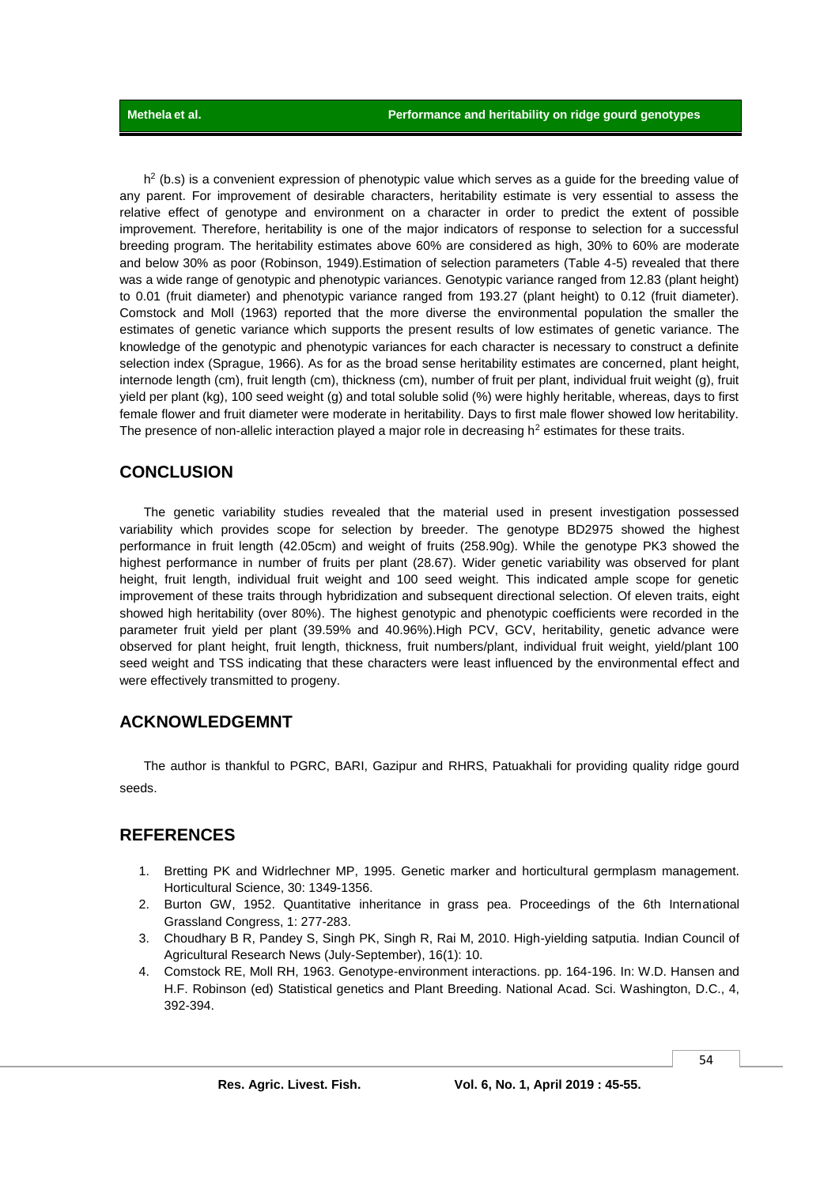$h^2$ (b.s) is a convenient expression of phenotypic value which serves as a guide for the breeding value of any parent. For improvement of desirable characters, heritability estimate is very essential to assess the relative effect of genotype and environment on a character in order to predict the extent of possible improvement. Therefore, heritability is one of the major indicators of response to selection for a successful breeding program. The heritability estimates above 60% are considered as high, 30% to 60% are moderate and below 30% as poor (Robinson, 1949).Estimation of selection parameters (Table 4-5) revealed that there was a wide range of genotypic and phenotypic variances. Genotypic variance ranged from 12.83 (plant height) to 0.01 (fruit diameter) and phenotypic variance ranged from 193.27 (plant height) to 0.12 (fruit diameter). Comstock and Moll (1963) reported that the more diverse the environmental population the smaller the estimates of genetic variance which supports the present results of low estimates of genetic variance. The knowledge of the genotypic and phenotypic variances for each character is necessary to construct a definite selection index (Sprague, 1966). As for as the broad sense heritability estimates are concerned, plant height, internode length (cm), fruit length (cm), thickness (cm), number of fruit per plant, individual fruit weight (g), fruit yield per plant (kg), 100 seed weight (g) and total soluble solid (%) were highly heritable, whereas, days to first female flower and fruit diameter were moderate in heritability. Days to first male flower showed low heritability. The presence of non-allelic interaction played a major role in decreasing $h^2$ estimates for these traits.

## CONCLUSION

The genetic variability studies revealed that the material used in present investigation possessed variability which provides scope for selection by breeder. The genotype BD2975 showed the highest performance in fruit length (42.05cm) and weight of fruits (258.90g). While the genotype PK3 showed the highest performance in number of fruits per plant (28.67). Wider genetic variability was observed for plant height, fruit length, individual fruit weight and 100 seed weight. This indicated ample scope for genetic improvement of these traits through hybridization and subsequent directional selection. Of eleven traits, eight showed high heritability (over 80%). The highest genotypic and phenotypic coefficients were recorded in the parameter fruit yield per plant (39.59% and 40.96%).High PCV, GCV, heritability, genetic advance were observed for plant height, fruit length, thickness, fruit numbers/plant, individual fruit weight, yield/plant 100 seed weight and TSS indicating that these characters were least influenced by the environmental effect and were effectively transmitted to progeny.

## ACKNOWLEDGEMNT

The author is thankful to PGRC, BARI, Gazipur and RHRS, Patuakhali for providing quality ridge gourd seeds.

## REFERENCES

1. Bretting PK and Widrlechner MP, 1995. Genetic marker and horticultural germplasm management. Horticultural Science, 30: 1349-1356.
2. Burton GW, 1952. Quantitative inheritance in grass pea. Proceedings of the 6th International Grassland Congress, 1: 277-283.
3. Choudhary B R, Pandey S, Singh PK, Singh R, Rai M, 2010. High-yielding satputia. Indian Council of Agricultural Research News (July-September), 16(1): 10.
4. Comstock RE, Moll RH, 1963. Genotype-environment interactions. pp. 164-196. In: W.D. Hansen and H.F. Robinson (ed) Statistical genetics and Plant Breeding. National Acad. Sci. Washington, D.C., 4, 392-394.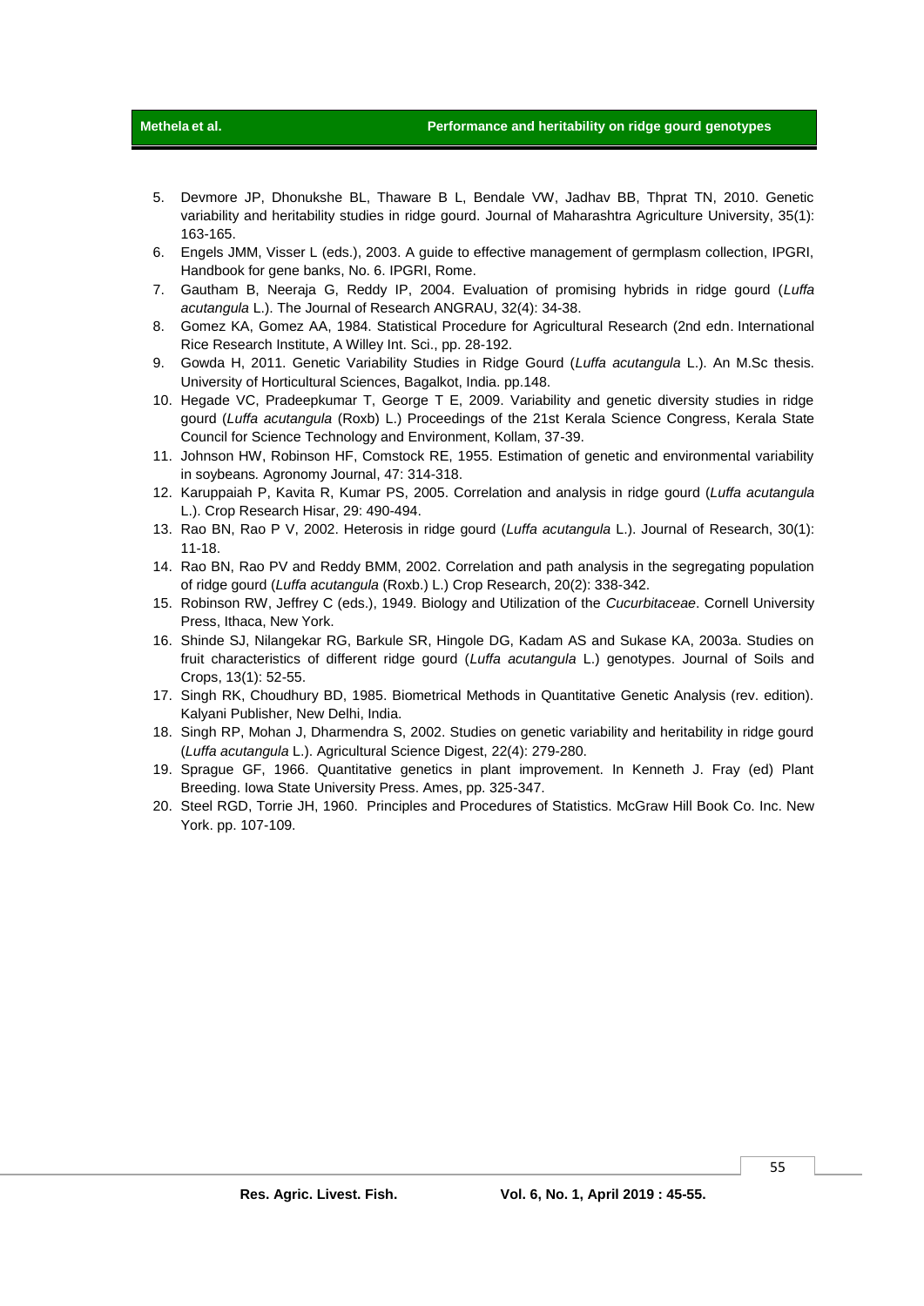5. Devmore JP, Dhonukshe BL, Thaware B L, Bendale VW, Jadhav BB, Thprat TN, 2010. Genetic variability and heritability studies in ridge gourd. Journal of Maharashtra Agriculture University, 35(1): 163-165.
6. Engels JMM, Visser L (eds.), 2003. A guide to effective management of germplasm collection, IPGRI, Handbook for gene banks, No. 6. IPGRI, Rome.
7. Gautham B, Neeraja G, Reddy IP, 2004. Evaluation of promising hybrids in ridge gourd (*Luffa acutangula* L.). The Journal of Research ANGRAU, 32(4): 34-38.
8. Gomez KA, Gomez AA, 1984. Statistical Procedure for Agricultural Research (2nd edn. International Rice Research Institute, A Willey Int. Sci., pp. 28-192.
9. Gowda H, 2011. Genetic Variability Studies in Ridge Gourd (*Luffa acutangula* L.). An M.Sc thesis. University of Horticultural Sciences, Bagalkot, India. pp.148.
10. Hegade VC, Pradeepkumar T, George T E, 2009. Variability and genetic diversity studies in ridge gourd (*Luffa acutangula* (Roxb) L.) Proceedings of the 21st Kerala Science Congress, Kerala State Council for Science Technology and Environment, Kollam, 37-39.
11. Johnson HW, Robinson HF, Comstock RE, 1955. Estimation of genetic and environmental variability in soybeans. Agronomy Journal, 47: 314-318.
12. Karuppaiah P, Kavita R, Kumar PS, 2005. Correlation and analysis in ridge gourd (*Luffa acutangula* L.). Crop Research Hisar, 29: 490-494.
13. Rao BN, Rao P V, 2002. Heterosis in ridge gourd (*Luffa acutangula* L.). Journal of Research, 30(1): 11-18.
14. Rao BN, Rao PV and Reddy BMM, 2002. Correlation and path analysis in the segregating population of ridge gourd (*Luffa acutangula* (Roxb.) L.) Crop Research, 20(2): 338-342.
15. Robinson RW, Jeffrey C (eds.), 1949. Biology and Utilization of the *Cucurbitaceae*. Cornell University Press, Ithaca, New York.
16. Shinde SJ, Nilangekar RG, Barkule SR, Hingole DG, Kadam AS and Sukase KA, 2003a. Studies on fruit characteristics of different ridge gourd (*Luffa acutangula* L.) genotypes. Journal of Soils and Crops, 13(1): 52-55.
17. Singh RK, Choudhury BD, 1985. Biometrical Methods in Quantitative Genetic Analysis (rev. edition). Kalyani Publisher, New Delhi, India.
18. Singh RP, Mohan J, Dharmendra S, 2002. Studies on genetic variability and heritability in ridge gourd (*Luffa acutangula* L.). Agricultural Science Digest, 22(4): 279-280.
19. Sprague GF, 1966. Quantitative genetics in plant improvement. In Kenneth J. Fray (ed) Plant Breeding. Iowa State University Press. Ames, pp. 325-347.
20. Steel RGD, Torrie JH, 1960. Principles and Procedures of Statistics. McGraw Hill Book Co. Inc. New York. pp. 107-109.